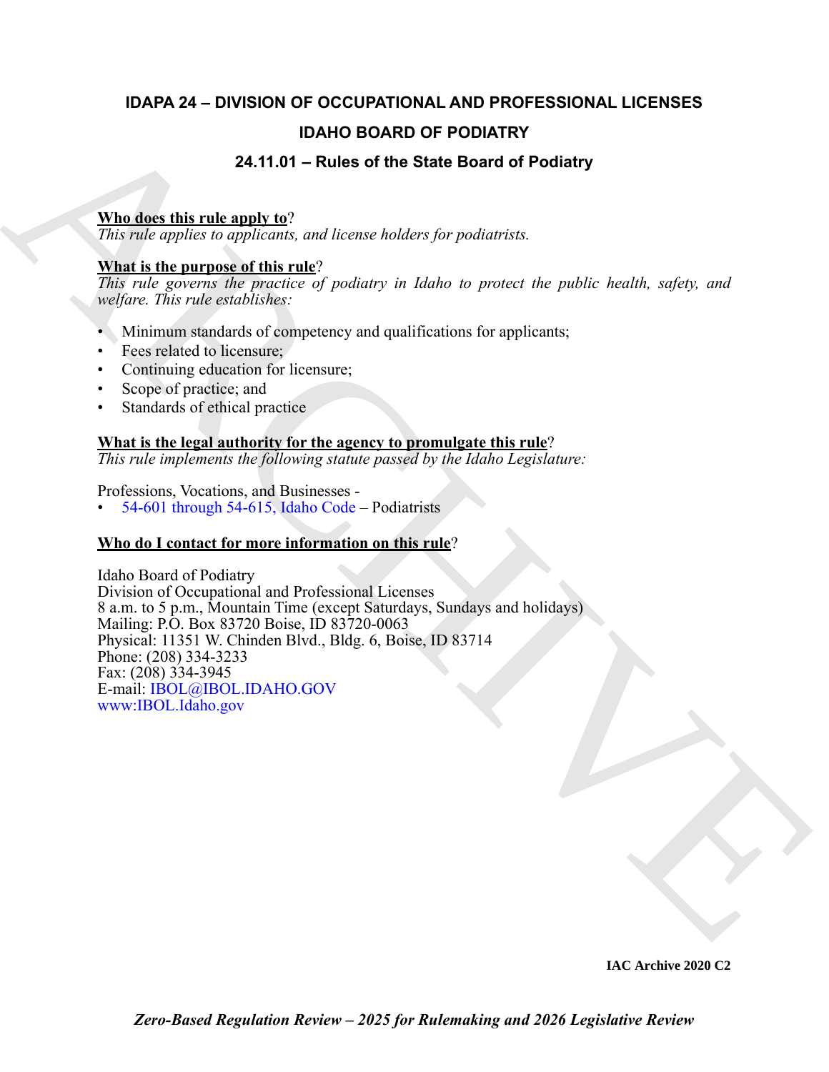# IDAPA 24 – DIVISION OF OCCUPATIONAL AND PROFESSIONAL LICENSES

## IDAHO BOARD OF PODIATRY

## 24.11.01 – Rules of the State Board of Podiatry

**Who does this rule apply to**?

*This rule applies to applicants, and license holders for podiatrists.*

**What is the purpose of this rule**?

*This rule governs the practice of podiatry in Idaho to protect the public health, safety, and welfare. This rule establishes:*

- Minimum standards of competency and qualifications for applicants;
- Fees related to licensure;
- Continuing education for licensure;
- Scope of practice; and
- Standards of ethical practice

**What is the legal authority for the agency to promulgate this rule**?

*This rule implements the following statute passed by the Idaho Legislature:*

Professions, Vocations, and Businesses -

- 54-601 through 54-615, Idaho Code – Podiatrists

**Who do I contact for more information on this rule**?

Idaho Board of Podiatry
Division of Occupational and Professional Licenses
8 a.m. to 5 p.m., Mountain Time (except Saturdays, Sundays and holidays)
Mailing: P.O. Box 83720 Boise, ID 83720-0063
Physical: 11351 W. Chinden Blvd., Bldg. 6, Boise, ID 83714
Phone: (208) 334-3233
Fax: (208) 334-3945
E-mail: IBOL@IBOL.IDAHO.GOV
www:IBOL.Idaho.gov

IAC Archive 2020 C2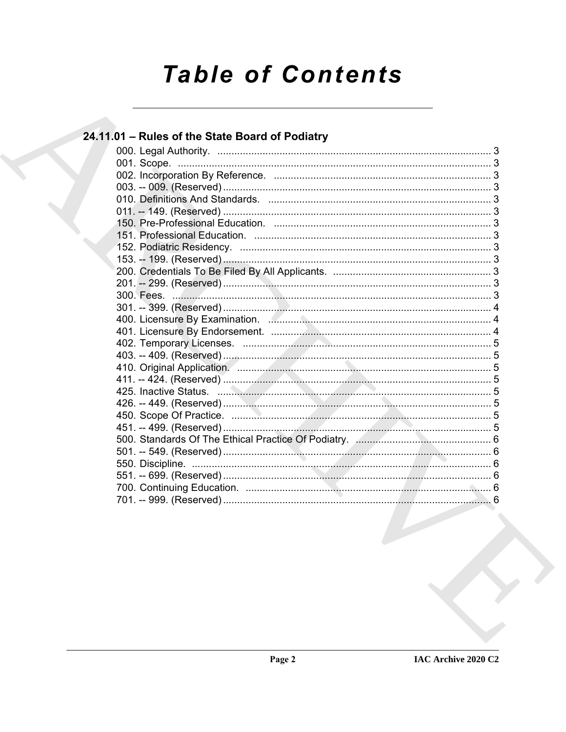# Table of Contents

## 24.11.01 – Rules of the State Board of Podiatry

000. Legal Authority. ........................................................................................ 3
001. Scope. ........................................................................................ 3
002. Incorporation By Reference. ........................................................................................ 3
003. -- 009. (Reserved) ........................................................................................ 3
010. Definitions And Standards. ........................................................................................ 3
011. -- 149. (Reserved) ........................................................................................ 3
150. Pre-Professional Education. ........................................................................................ 3
151. Professional Education. ........................................................................................ 3
152. Podiatric Residency. ........................................................................................ 3
153. -- 199. (Reserved) ........................................................................................ 3
200. Credentials To Be Filed By All Applicants. ........................................................................................ 3
201. -- 299. (Reserved) ........................................................................................ 3
300. Fees. ........................................................................................ 3
301. -- 399. (Reserved) ........................................................................................ 4
400. Licensure By Examination. ........................................................................................ 4
401. Licensure By Endorsement. ........................................................................................ 4
402. Temporary Licenses. ........................................................................................ 5
403. -- 409. (Reserved) ........................................................................................ 5
410. Original Application. ........................................................................................ 5
411. -- 424. (Reserved) ........................................................................................ 5
425. Inactive Status. ........................................................................................ 5
426. -- 449. (Reserved) ........................................................................................ 5
450. Scope Of Practice. ........................................................................................ 5
451. -- 499. (Reserved) ........................................................................................ 5
500. Standards Of The Ethical Practice Of Podiatry. ........................................................................................ 6
501. -- 549. (Reserved) ........................................................................................ 6
550. Discipline. ........................................................................................ 6
551. -- 699. (Reserved) ........................................................................................ 6
700. Continuing Education. ........................................................................................ 6
701. -- 999. (Reserved) ........................................................................................ 6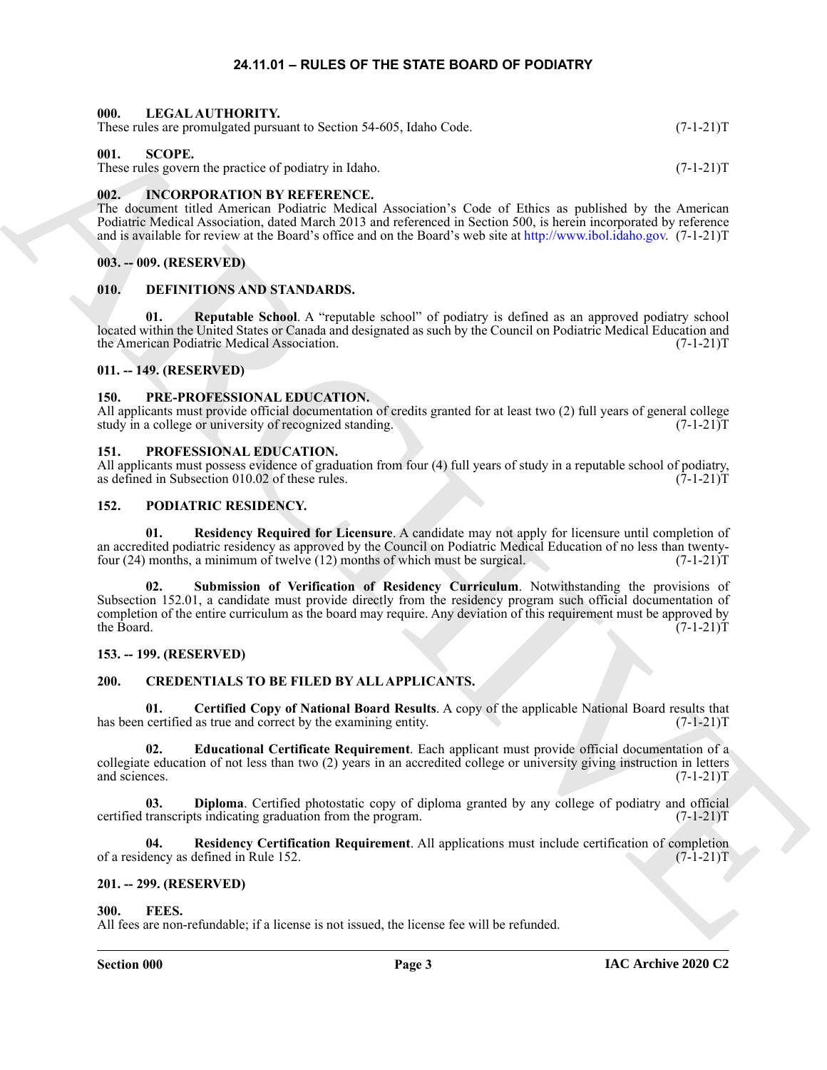# 24.11.01 – RULES OF THE STATE BOARD OF PODIATRY

**000. LEGAL AUTHORITY.**
These rules are promulgated pursuant to Section 54-605, Idaho Code. (7-1-21)T

**001. SCOPE.**
These rules govern the practice of podiatry in Idaho. (7-1-21)T

**002. INCORPORATION BY REFERENCE.**
The document titled American Podiatric Medical Association's Code of Ethics as published by the American Podiatric Medical Association, dated March 2013 and referenced in Section 500, is herein incorporated by reference and is available for review at the Board's office and on the Board's web site at http://www.ibol.idaho.gov. (7-1-21)T

**003. -- 009. (RESERVED)**

**010. DEFINITIONS AND STANDARDS.**

**01. Reputable School**. A "reputable school" of podiatry is defined as an approved podiatry school located within the United States or Canada and designated as such by the Council on Podiatric Medical Education and the American Podiatric Medical Association. (7-1-21)T

**011. -- 149. (RESERVED)**

**150. PRE-PROFESSIONAL EDUCATION.**
All applicants must provide official documentation of credits granted for at least two (2) full years of general college study in a college or university of recognized standing. (7-1-21)T

**151. PROFESSIONAL EDUCATION.**
All applicants must possess evidence of graduation from four (4) full years of study in a reputable school of podiatry, as defined in Subsection 010.02 of these rules. (7-1-21)T

**152. PODIATRIC RESIDENCY.**

**01. Residency Required for Licensure**. A candidate may not apply for licensure until completion of an accredited podiatric residency as approved by the Council on Podiatric Medical Education of no less than twenty-four (24) months, a minimum of twelve (12) months of which must be surgical. (7-1-21)T

**02. Submission of Verification of Residency Curriculum**. Notwithstanding the provisions of Subsection 152.01, a candidate must provide directly from the residency program such official documentation of completion of the entire curriculum as the board may require. Any deviation of this requirement must be approved by the Board. (7-1-21)T

**153. -- 199. (RESERVED)**

**200. CREDENTIALS TO BE FILED BY ALL APPLICANTS.**

**01. Certified Copy of National Board Results**. A copy of the applicable National Board results that has been certified as true and correct by the examining entity. (7-1-21)T

**02. Educational Certificate Requirement**. Each applicant must provide official documentation of a collegiate education of not less than two (2) years in an accredited college or university giving instruction in letters and sciences. (7-1-21)T

**03. Diploma**. Certified photostatic copy of diploma granted by any college of podiatry and official certified transcripts indicating graduation from the program. (7-1-21)T

**04. Residency Certification Requirement**. All applications must include certification of completion of a residency as defined in Rule 152. (7-1-21)T

**201. -- 299. (RESERVED)**

**300. FEES.**
All fees are non-refundable; if a license is not issued, the license fee will be refunded.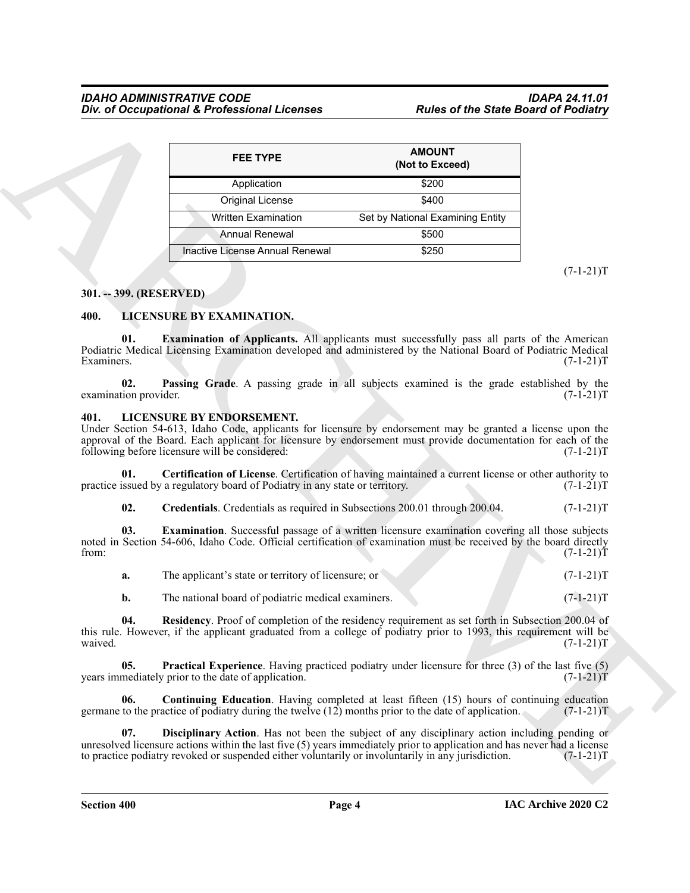| FEE TYPE | AMOUNT (Not to Exceed) |
|---|---|
| Application | $200 |
| Original License | $400 |
| Written Examination | Set by National Examining Entity |
| Annual Renewal | $500 |
| Inactive License Annual Renewal | $250 |

(7-1-21)T

**301. -- 399. (RESERVED)**

**400. LICENSURE BY EXAMINATION.**

**01. Examination of Applicants.** All applicants must successfully pass all parts of the American Podiatric Medical Licensing Examination developed and administered by the National Board of Podiatric Medical Examiners. (7-1-21)T

**02. Passing Grade**. A passing grade in all subjects examined is the grade established by the examination provider. (7-1-21)T

**401. LICENSURE BY ENDORSEMENT.**

Under Section 54-613, Idaho Code, applicants for licensure by endorsement may be granted a license upon the approval of the Board. Each applicant for licensure by endorsement must provide documentation for each of the following before licensure will be considered: (7-1-21)T

**01. Certification of License**. Certification of having maintained a current license or other authority to practice issued by a regulatory board of Podiatry in any state or territory. (7-1-21)T

**02. Credentials**. Credentials as required in Subsections 200.01 through 200.04. (7-1-21)T

**03. Examination**. Successful passage of a written licensure examination covering all those subjects noted in Section 54-606, Idaho Code. Official certification of examination must be received by the board directly from: (7-1-21)T

**a.** The applicant's state or territory of licensure; or (7-1-21)T

**b.** The national board of podiatric medical examiners. (7-1-21)T

**04. Residency**. Proof of completion of the residency requirement as set forth in Subsection 200.04 of this rule. However, if the applicant graduated from a college of podiatry prior to 1993, this requirement will be waived. (7-1-21)T

**05. Practical Experience**. Having practiced podiatry under licensure for three (3) of the last five (5) years immediately prior to the date of application. (7-1-21)T

**06. Continuing Education**. Having completed at least fifteen (15) hours of continuing education germane to the practice of podiatry during the twelve (12) months prior to the date of application. (7-1-21)T

**07. Disciplinary Action**. Has not been the subject of any disciplinary action including pending or unresolved licensure actions within the last five (5) years immediately prior to application and has never had a license to practice podiatry revoked or suspended either voluntarily or involuntarily in any jurisdiction. (7-1-21)T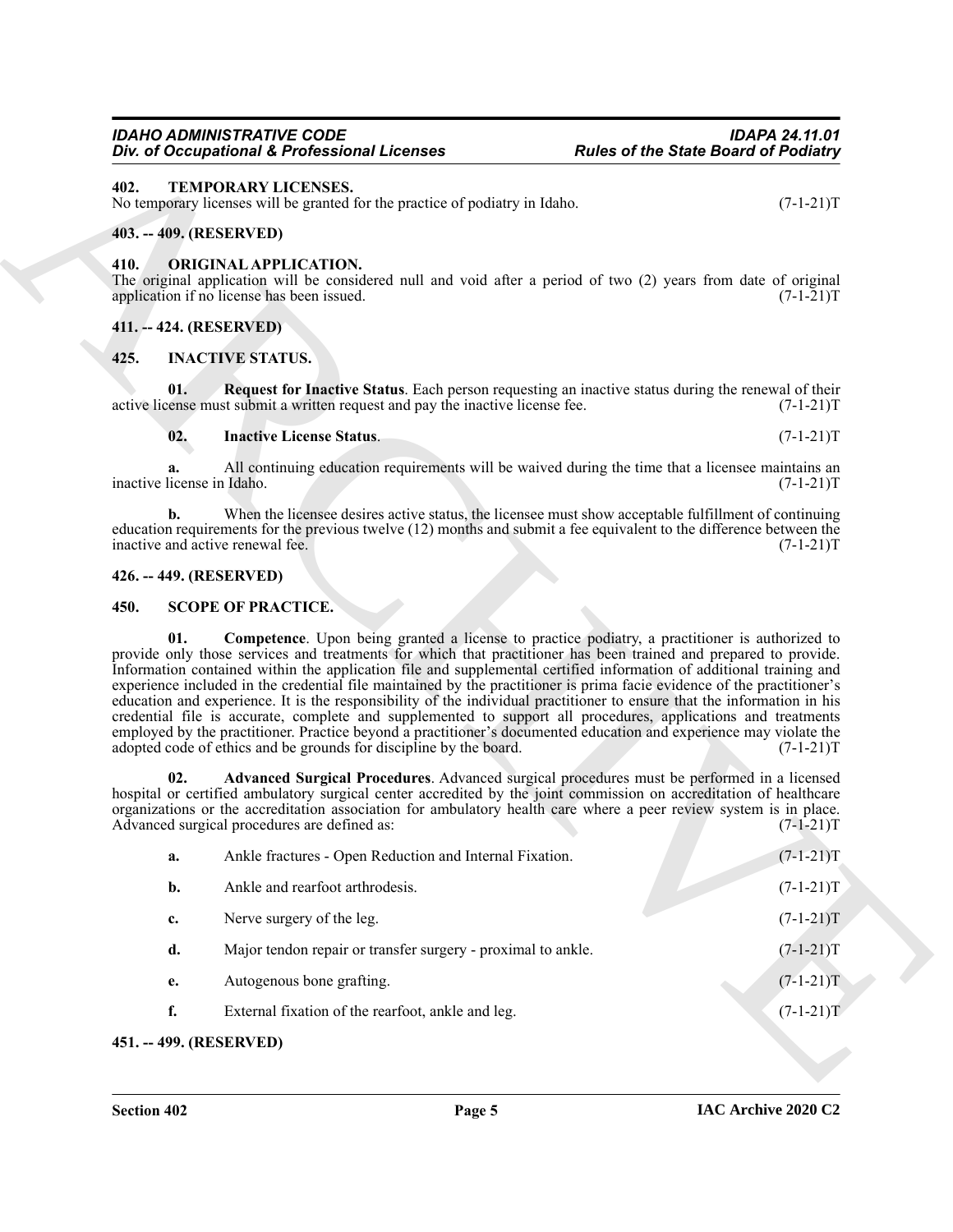## 402. TEMPORARY LICENSES.

No temporary licenses will be granted for the practice of podiatry in Idaho. (7-1-21)T

## 403. -- 409. (RESERVED)

## 410. ORIGINAL APPLICATION.

The original application will be considered null and void after a period of two (2) years from date of original application if no license has been issued. (7-1-21)T

## 411. -- 424. (RESERVED)

## 425. INACTIVE STATUS.

**01. Request for Inactive Status**. Each person requesting an inactive status during the renewal of their active license must submit a written request and pay the inactive license fee. (7-1-21)T

**02. Inactive License Status**. (7-1-21)T

**a.** All continuing education requirements will be waived during the time that a licensee maintains an inactive license in Idaho. (7-1-21)T

**b.** When the licensee desires active status, the licensee must show acceptable fulfillment of continuing education requirements for the previous twelve (12) months and submit a fee equivalent to the difference between the inactive and active renewal fee. (7-1-21)T

## 426. -- 449. (RESERVED)

## 450. SCOPE OF PRACTICE.

**01. Competence**. Upon being granted a license to practice podiatry, a practitioner is authorized to provide only those services and treatments for which that practitioner has been trained and prepared to provide. Information contained within the application file and supplemental certified information of additional training and experience included in the credential file maintained by the practitioner is prima facie evidence of the practitioner's education and experience. It is the responsibility of the individual practitioner to ensure that the information in his credential file is accurate, complete and supplemented to support all procedures, applications and treatments employed by the practitioner. Practice beyond a practitioner's documented education and experience may violate the adopted code of ethics and be grounds for discipline by the board. (7-1-21)T

**02. Advanced Surgical Procedures**. Advanced surgical procedures must be performed in a licensed hospital or certified ambulatory surgical center accredited by the joint commission on accreditation of healthcare organizations or the accreditation association for ambulatory health care where a peer review system is in place. Advanced surgical procedures are defined as: (7-1-21)T

**a.** Ankle fractures - Open Reduction and Internal Fixation. (7-1-21)T

**b.** Ankle and rearfoot arthrodesis. (7-1-21)T

**c.** Nerve surgery of the leg. (7-1-21)T

**d.** Major tendon repair or transfer surgery - proximal to ankle. (7-1-21)T

**e.** Autogenous bone grafting. (7-1-21)T

**f.** External fixation of the rearfoot, ankle and leg. (7-1-21)T

## 451. -- 499. (RESERVED)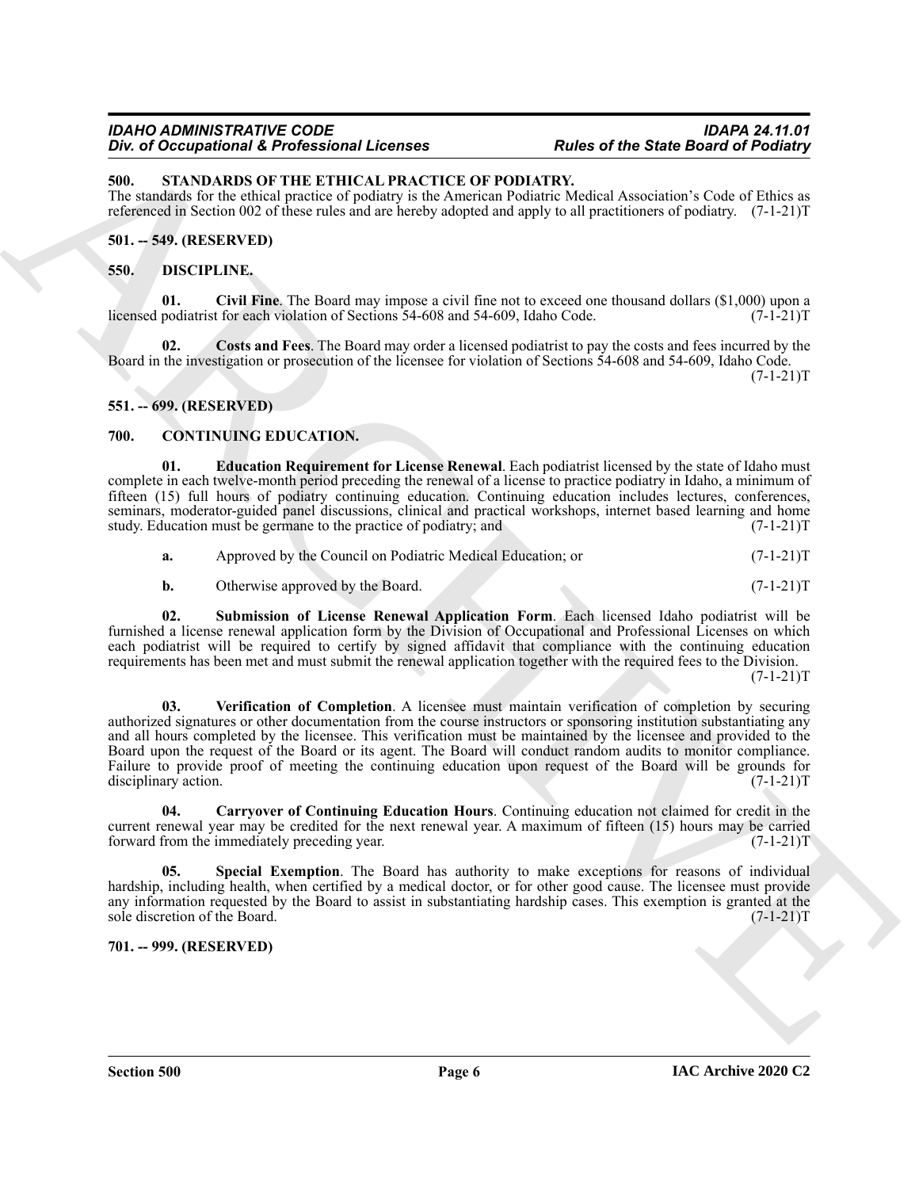## 500. STANDARDS OF THE ETHICAL PRACTICE OF PODIATRY.

The standards for the ethical practice of podiatry is the American Podiatric Medical Association's Code of Ethics as referenced in Section 002 of these rules and are hereby adopted and apply to all practitioners of podiatry. (7-1-21)T

## 501. -- 549. (RESERVED)

## 550. DISCIPLINE.

**01. Civil Fine**. The Board may impose a civil fine not to exceed one thousand dollars ($1,000) upon a licensed podiatrist for each violation of Sections 54-608 and 54-609, Idaho Code. (7-1-21)T

**02. Costs and Fees**. The Board may order a licensed podiatrist to pay the costs and fees incurred by the Board in the investigation or prosecution of the licensee for violation of Sections 54-608 and 54-609, Idaho Code. (7-1-21)T

## 551. -- 699. (RESERVED)

## 700. CONTINUING EDUCATION.

**01. Education Requirement for License Renewal**. Each podiatrist licensed by the state of Idaho must complete in each twelve-month period preceding the renewal of a license to practice podiatry in Idaho, a minimum of fifteen (15) full hours of podiatry continuing education. Continuing education includes lectures, conferences, seminars, moderator-guided panel discussions, clinical and practical workshops, internet based learning and home study. Education must be germane to the practice of podiatry; and (7-1-21)T

**a.** Approved by the Council on Podiatric Medical Education; or (7-1-21)T

**b.** Otherwise approved by the Board. (7-1-21)T

**02. Submission of License Renewal Application Form**. Each licensed Idaho podiatrist will be furnished a license renewal application form by the Division of Occupational and Professional Licenses on which each podiatrist will be required to certify by signed affidavit that compliance with the continuing education requirements has been met and must submit the renewal application together with the required fees to the Division. (7-1-21)T

**03. Verification of Completion**. A licensee must maintain verification of completion by securing authorized signatures or other documentation from the course instructors or sponsoring institution substantiating any and all hours completed by the licensee. This verification must be maintained by the licensee and provided to the Board upon the request of the Board or its agent. The Board will conduct random audits to monitor compliance. Failure to provide proof of meeting the continuing education upon request of the Board will be grounds for disciplinary action. (7-1-21)T

**04. Carryover of Continuing Education Hours**. Continuing education not claimed for credit in the current renewal year may be credited for the next renewal year. A maximum of fifteen (15) hours may be carried forward from the immediately preceding year. (7-1-21)T

**05. Special Exemption**. The Board has authority to make exceptions for reasons of individual hardship, including health, when certified by a medical doctor, or for other good cause. The licensee must provide any information requested by the Board to assist in substantiating hardship cases. This exemption is granted at the sole discretion of the Board. (7-1-21)T

## 701. -- 999. (RESERVED)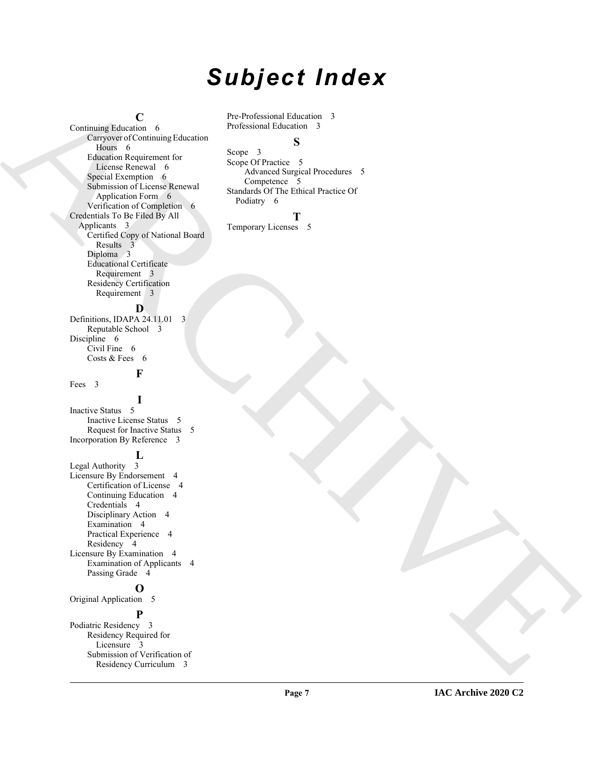# *Subject Index*

**C**

Continuing Education 6
- Carryover of Continuing Education Hours 6
- Education Requirement for License Renewal 6
- Special Exemption 6
- Submission of License Renewal Application Form 6
- Verification of Completion 6

Credentials To Be Filed By All Applicants 3
- Certified Copy of National Board Results 3
- Diploma 3
- Educational Certificate Requirement 3
- Residency Certification Requirement 3

**D**

Definitions, IDAPA 24.11.01 3
- Reputable School 3

Discipline 6
- Civil Fine 6
- Costs & Fees 6

**F**

Fees 3

**I**

Inactive Status 5
- Inactive License Status 5
- Request for Inactive Status 5

Incorporation By Reference 3

**L**

Legal Authority 3

Licensure By Endorsement 4
- Certification of License 4
- Continuing Education 4
- Credentials 4
- Disciplinary Action 4
- Examination 4
- Practical Experience 4
- Residency 4

Licensure By Examination 4
- Examination of Applicants 4
- Passing Grade 4

**O**

Original Application 5

**P**

Podiatric Residency 3
- Residency Required for Licensure 3
- Submission of Verification of Residency Curriculum 3

Pre-Professional Education 3

Professional Education 3

**S**

Scope 3

Scope Of Practice 5
- Advanced Surgical Procedures 5
- Competence 5

Standards Of The Ethical Practice Of Podiatry 6

**T**

Temporary Licenses 5